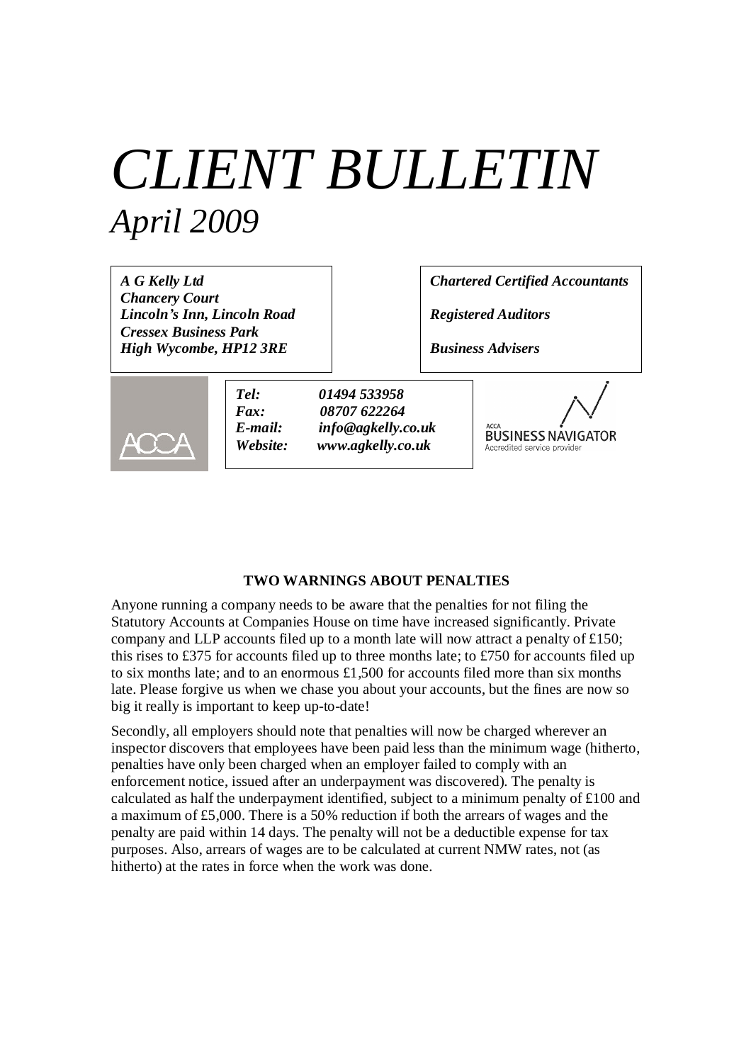# *CLIENT BULLETIN*
## *April 2009*

***A G Kelly Ltd***
***Chancery Court***
***Lincoln's Inn, Lincoln Road***
***Cressex Business Park***
***High Wycombe, HP12 3RE***

***Chartered Certified Accountants***

***Registered Auditors***

***Business Advisers***

ACCA

***Tel:*** ***01494 533958***
***Fax:*** ***08707 622264***
***E-mail:*** ***info@agkelly.co.uk***
***Website:*** ***www.agkelly.co.uk***

ACCA BUSINESS NAVIGATOR
Accredited service provider

### TWO WARNINGS ABOUT PENALTIES

Anyone running a company needs to be aware that the penalties for not filing the Statutory Accounts at Companies House on time have increased significantly. Private company and LLP accounts filed up to a month late will now attract a penalty of £150; this rises to £375 for accounts filed up to three months late; to £750 for accounts filed up to six months late; and to an enormous £1,500 for accounts filed more than six months late. Please forgive us when we chase you about your accounts, but the fines are now so big it really is important to keep up-to-date!

Secondly, all employers should note that penalties will now be charged wherever an inspector discovers that employees have been paid less than the minimum wage (hitherto, penalties have only been charged when an employer failed to comply with an enforcement notice, issued after an underpayment was discovered). The penalty is calculated as half the underpayment identified, subject to a minimum penalty of £100 and a maximum of £5,000. There is a 50% reduction if both the arrears of wages and the penalty are paid within 14 days. The penalty will not be a deductible expense for tax purposes. Also, arrears of wages are to be calculated at current NMW rates, not (as hitherto) at the rates in force when the work was done.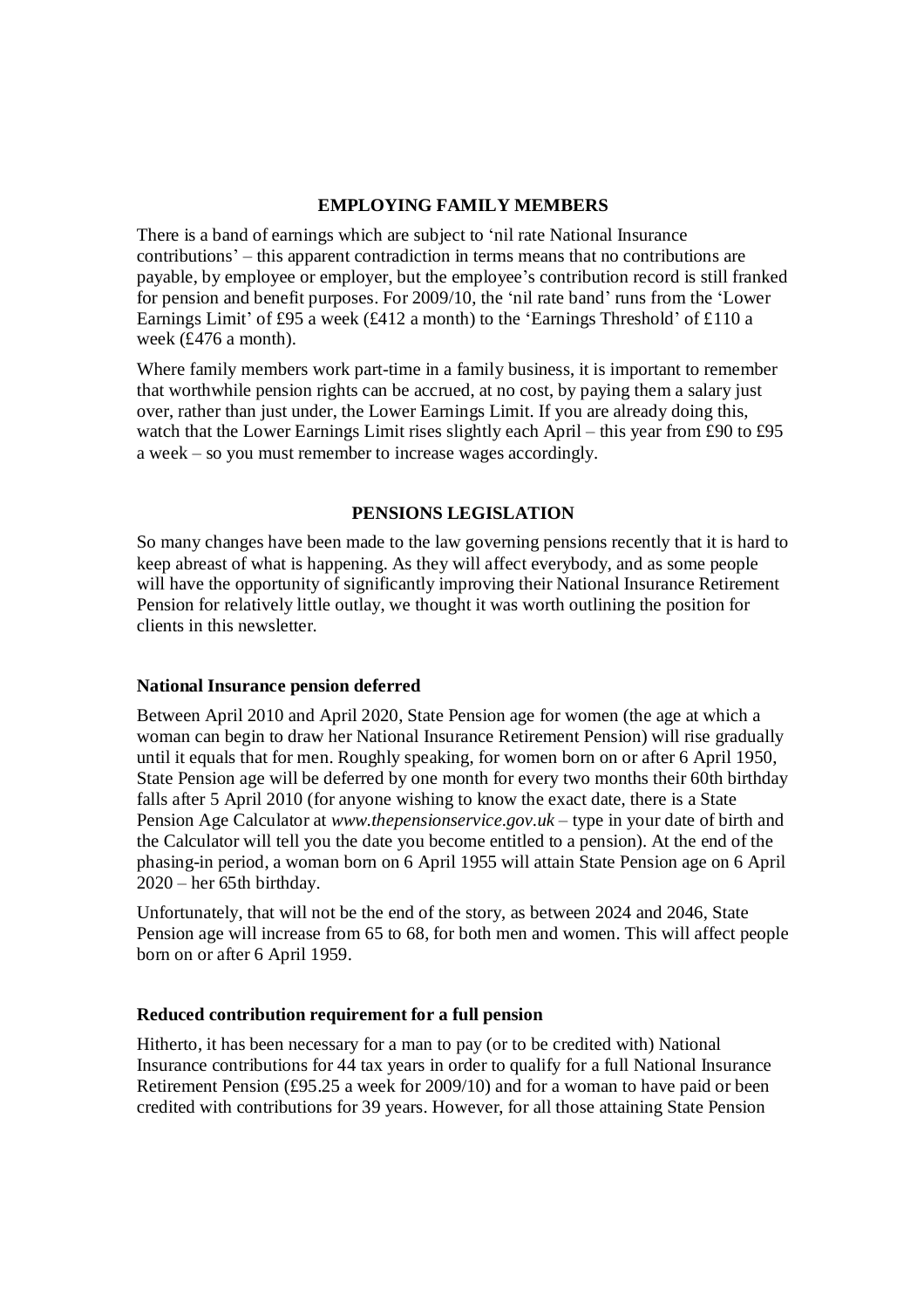## EMPLOYING FAMILY MEMBERS

There is a band of earnings which are subject to 'nil rate National Insurance contributions' – this apparent contradiction in terms means that no contributions are payable, by employee or employer, but the employee's contribution record is still franked for pension and benefit purposes. For 2009/10, the 'nil rate band' runs from the 'Lower Earnings Limit' of £95 a week (£412 a month) to the 'Earnings Threshold' of £110 a week (£476 a month).

Where family members work part-time in a family business, it is important to remember that worthwhile pension rights can be accrued, at no cost, by paying them a salary just over, rather than just under, the Lower Earnings Limit. If you are already doing this, watch that the Lower Earnings Limit rises slightly each April – this year from £90 to £95 a week – so you must remember to increase wages accordingly.

## PENSIONS LEGISLATION

So many changes have been made to the law governing pensions recently that it is hard to keep abreast of what is happening. As they will affect everybody, and as some people will have the opportunity of significantly improving their National Insurance Retirement Pension for relatively little outlay, we thought it was worth outlining the position for clients in this newsletter.

### National Insurance pension deferred

Between April 2010 and April 2020, State Pension age for women (the age at which a woman can begin to draw her National Insurance Retirement Pension) will rise gradually until it equals that for men. Roughly speaking, for women born on or after 6 April 1950, State Pension age will be deferred by one month for every two months their 60th birthday falls after 5 April 2010 (for anyone wishing to know the exact date, there is a State Pension Age Calculator at *www.thepensionservice.gov.uk* – type in your date of birth and the Calculator will tell you the date you become entitled to a pension). At the end of the phasing-in period, a woman born on 6 April 1955 will attain State Pension age on 6 April 2020 – her 65th birthday.

Unfortunately, that will not be the end of the story, as between 2024 and 2046, State Pension age will increase from 65 to 68, for both men and women. This will affect people born on or after 6 April 1959.

### Reduced contribution requirement for a full pension

Hitherto, it has been necessary for a man to pay (or to be credited with) National Insurance contributions for 44 tax years in order to qualify for a full National Insurance Retirement Pension (£95.25 a week for 2009/10) and for a woman to have paid or been credited with contributions for 39 years. However, for all those attaining State Pension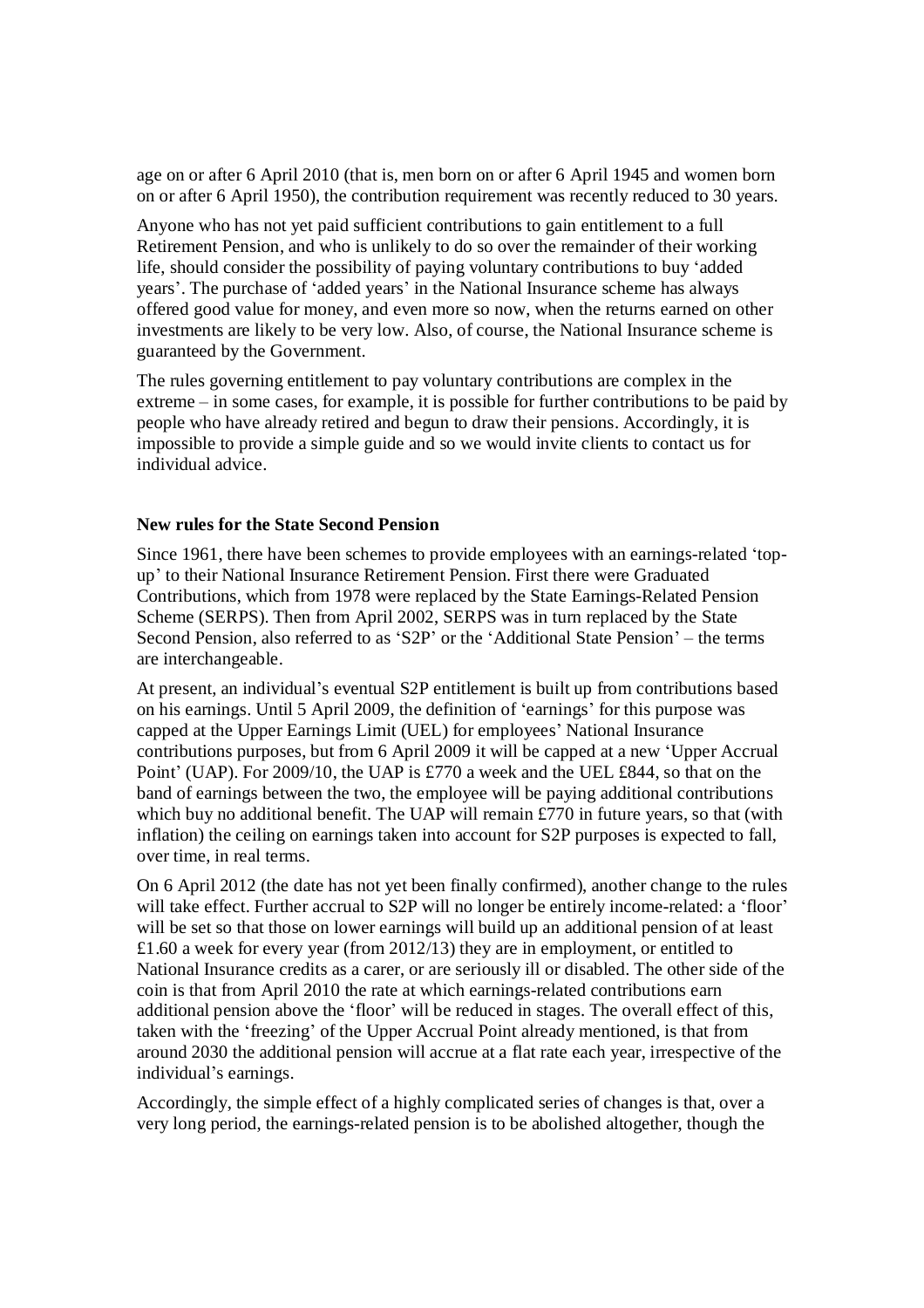age on or after 6 April 2010 (that is, men born on or after 6 April 1945 and women born on or after 6 April 1950), the contribution requirement was recently reduced to 30 years.

Anyone who has not yet paid sufficient contributions to gain entitlement to a full Retirement Pension, and who is unlikely to do so over the remainder of their working life, should consider the possibility of paying voluntary contributions to buy 'added years'. The purchase of 'added years' in the National Insurance scheme has always offered good value for money, and even more so now, when the returns earned on other investments are likely to be very low. Also, of course, the National Insurance scheme is guaranteed by the Government.

The rules governing entitlement to pay voluntary contributions are complex in the extreme – in some cases, for example, it is possible for further contributions to be paid by people who have already retired and begun to draw their pensions. Accordingly, it is impossible to provide a simple guide and so we would invite clients to contact us for individual advice.

**New rules for the State Second Pension**

Since 1961, there have been schemes to provide employees with an earnings-related 'top-up' to their National Insurance Retirement Pension. First there were Graduated Contributions, which from 1978 were replaced by the State Earnings-Related Pension Scheme (SERPS). Then from April 2002, SERPS was in turn replaced by the State Second Pension, also referred to as 'S2P' or the 'Additional State Pension' – the terms are interchangeable.

At present, an individual's eventual S2P entitlement is built up from contributions based on his earnings. Until 5 April 2009, the definition of 'earnings' for this purpose was capped at the Upper Earnings Limit (UEL) for employees' National Insurance contributions purposes, but from 6 April 2009 it will be capped at a new 'Upper Accrual Point' (UAP). For 2009/10, the UAP is £770 a week and the UEL £844, so that on the band of earnings between the two, the employee will be paying additional contributions which buy no additional benefit. The UAP will remain £770 in future years, so that (with inflation) the ceiling on earnings taken into account for S2P purposes is expected to fall, over time, in real terms.

On 6 April 2012 (the date has not yet been finally confirmed), another change to the rules will take effect. Further accrual to S2P will no longer be entirely income-related: a 'floor' will be set so that those on lower earnings will build up an additional pension of at least £1.60 a week for every year (from 2012/13) they are in employment, or entitled to National Insurance credits as a carer, or are seriously ill or disabled. The other side of the coin is that from April 2010 the rate at which earnings-related contributions earn additional pension above the 'floor' will be reduced in stages. The overall effect of this, taken with the 'freezing' of the Upper Accrual Point already mentioned, is that from around 2030 the additional pension will accrue at a flat rate each year, irrespective of the individual's earnings.

Accordingly, the simple effect of a highly complicated series of changes is that, over a very long period, the earnings-related pension is to be abolished altogether, though the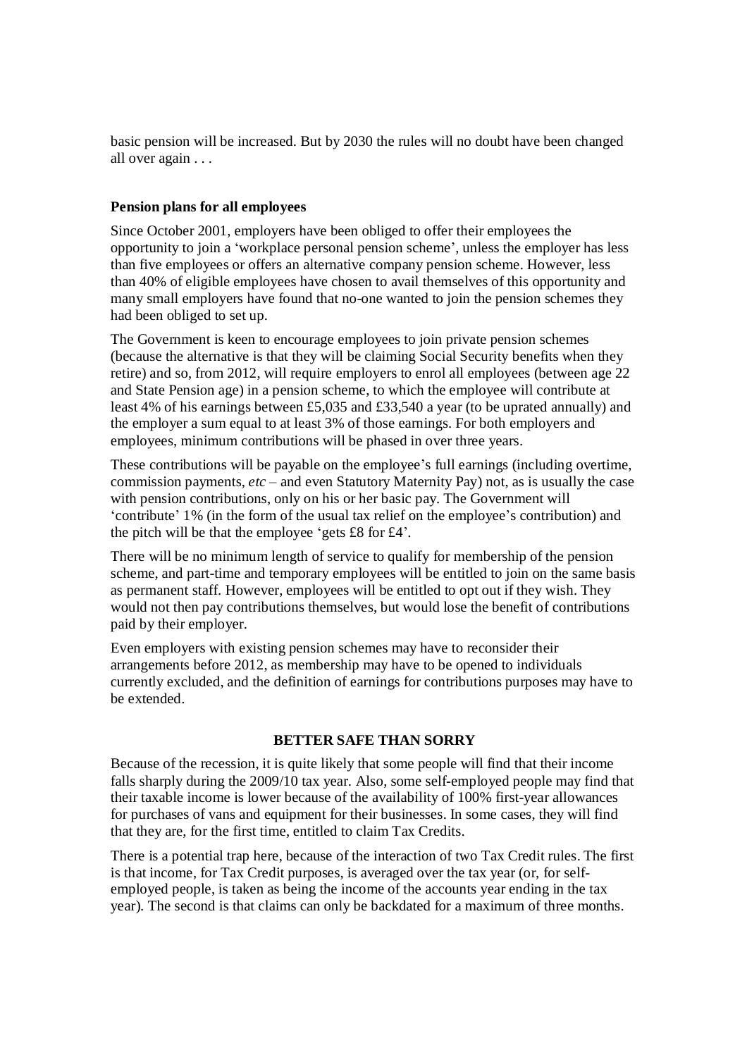basic pension will be increased. But by 2030 the rules will no doubt have been changed all over again . . .

**Pension plans for all employees**

Since October 2001, employers have been obliged to offer their employees the opportunity to join a 'workplace personal pension scheme', unless the employer has less than five employees or offers an alternative company pension scheme. However, less than 40% of eligible employees have chosen to avail themselves of this opportunity and many small employers have found that no-one wanted to join the pension schemes they had been obliged to set up.

The Government is keen to encourage employees to join private pension schemes (because the alternative is that they will be claiming Social Security benefits when they retire) and so, from 2012, will require employers to enrol all employees (between age 22 and State Pension age) in a pension scheme, to which the employee will contribute at least 4% of his earnings between £5,035 and £33,540 a year (to be uprated annually) and the employer a sum equal to at least 3% of those earnings. For both employers and employees, minimum contributions will be phased in over three years.

These contributions will be payable on the employee's full earnings (including overtime, commission payments, *etc* – and even Statutory Maternity Pay) not, as is usually the case with pension contributions, only on his or her basic pay. The Government will 'contribute' 1% (in the form of the usual tax relief on the employee's contribution) and the pitch will be that the employee 'gets £8 for £4'.

There will be no minimum length of service to qualify for membership of the pension scheme, and part-time and temporary employees will be entitled to join on the same basis as permanent staff. However, employees will be entitled to opt out if they wish. They would not then pay contributions themselves, but would lose the benefit of contributions paid by their employer.

Even employers with existing pension schemes may have to reconsider their arrangements before 2012, as membership may have to be opened to individuals currently excluded, and the definition of earnings for contributions purposes may have to be extended.

## BETTER SAFE THAN SORRY

Because of the recession, it is quite likely that some people will find that their income falls sharply during the 2009/10 tax year. Also, some self-employed people may find that their taxable income is lower because of the availability of 100% first-year allowances for purchases of vans and equipment for their businesses. In some cases, they will find that they are, for the first time, entitled to claim Tax Credits.

There is a potential trap here, because of the interaction of two Tax Credit rules. The first is that income, for Tax Credit purposes, is averaged over the tax year (or, for self-employed people, is taken as being the income of the accounts year ending in the tax year). The second is that claims can only be backdated for a maximum of three months.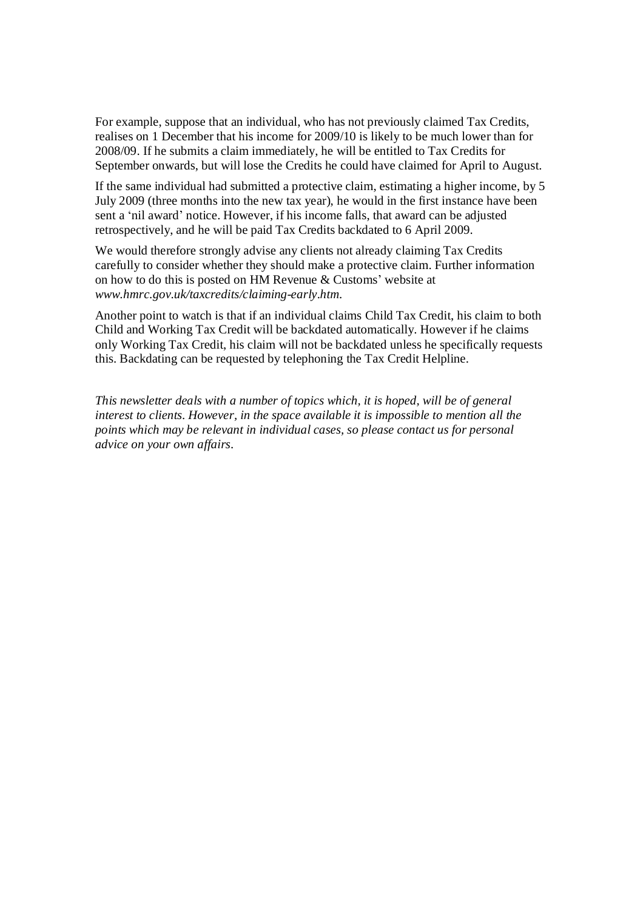For example, suppose that an individual, who has not previously claimed Tax Credits, realises on 1 December that his income for 2009/10 is likely to be much lower than for 2008/09. If he submits a claim immediately, he will be entitled to Tax Credits for September onwards, but will lose the Credits he could have claimed for April to August.

If the same individual had submitted a protective claim, estimating a higher income, by 5 July 2009 (three months into the new tax year), he would in the first instance have been sent a 'nil award' notice. However, if his income falls, that award can be adjusted retrospectively, and he will be paid Tax Credits backdated to 6 April 2009.

We would therefore strongly advise any clients not already claiming Tax Credits carefully to consider whether they should make a protective claim. Further information on how to do this is posted on HM Revenue & Customs' website at *www.hmrc.gov.uk/taxcredits/claiming-early.htm.*

Another point to watch is that if an individual claims Child Tax Credit, his claim to both Child and Working Tax Credit will be backdated automatically. However if he claims only Working Tax Credit, his claim will not be backdated unless he specifically requests this. Backdating can be requested by telephoning the Tax Credit Helpline.

*This newsletter deals with a number of topics which, it is hoped, will be of general interest to clients. However, in the space available it is impossible to mention all the points which may be relevant in individual cases, so please contact us for personal advice on your own affairs.*